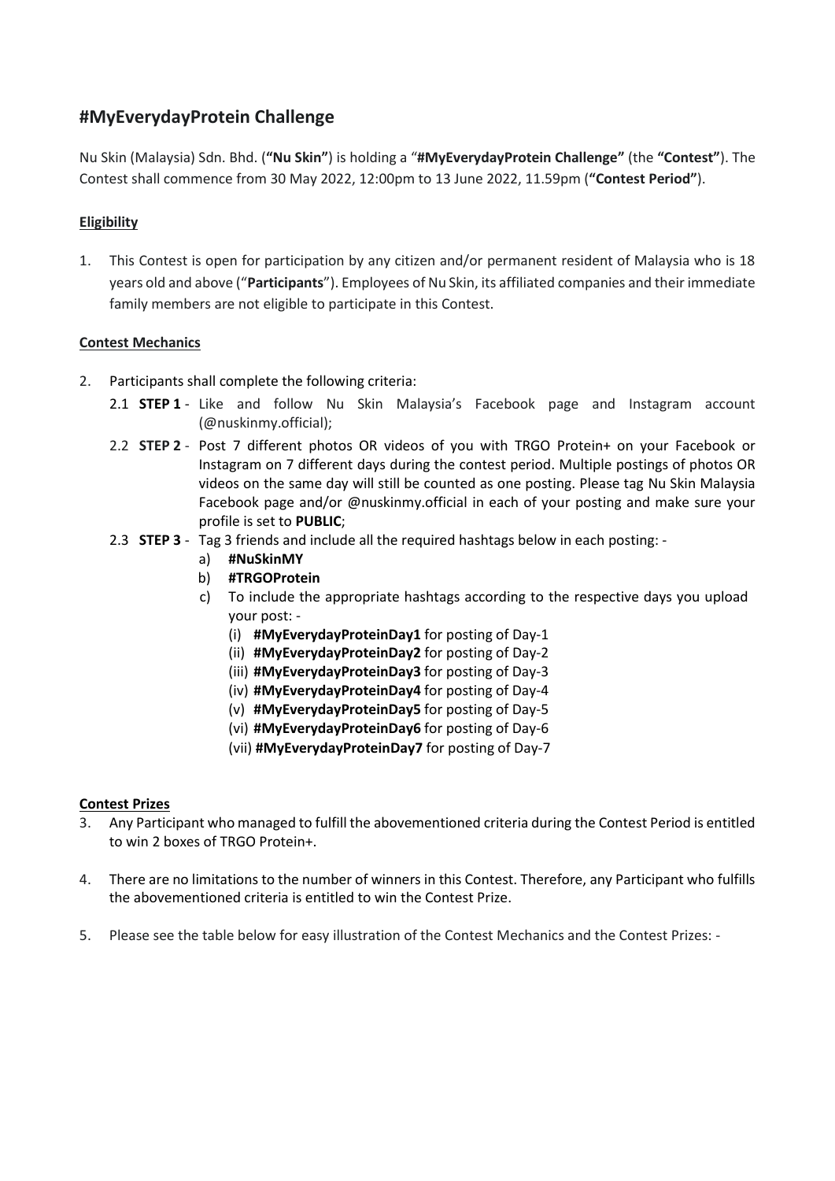## #MyEverydayProtein Challenge

Nu Skin (Malaysia) Sdn. Bhd. (**"Nu Skin"**) is holding a "**#MyEverydayProtein Challenge"** (the **"Contest"**). The Contest shall commence from 30 May 2022, 12:00pm to 13 June 2022, 11.59pm (**"Contest Period"**).

**Eligibility**

1. This Contest is open for participation by any citizen and/or permanent resident of Malaysia who is 18 years old and above ("**Participants**"). Employees of Nu Skin, its affiliated companies and their immediate family members are not eligible to participate in this Contest.

**Contest Mechanics**

2. Participants shall complete the following criteria:
   - 2.1 **STEP 1** - Like and follow Nu Skin Malaysia's Facebook page and Instagram account (@nuskinmy.official);
   - 2.2 **STEP 2** - Post 7 different photos OR videos of you with TRGO Protein+ on your Facebook or Instagram on 7 different days during the contest period. Multiple postings of photos OR videos on the same day will still be counted as one posting. Please tag Nu Skin Malaysia Facebook page and/or @nuskinmy.official in each of your posting and make sure your profile is set to **PUBLIC**;
   - 2.3 **STEP 3** - Tag 3 friends and include all the required hashtags below in each posting: -
     - a) **#NuSkinMY**
     - b) **#TRGOProtein**
     - c) To include the appropriate hashtags according to the respective days you upload your post: -
       - (i) **#MyEverydayProteinDay1** for posting of Day-1
       - (ii) **#MyEverydayProteinDay2** for posting of Day-2
       - (iii) **#MyEverydayProteinDay3** for posting of Day-3
       - (iv) **#MyEverydayProteinDay4** for posting of Day-4
       - (v) **#MyEverydayProteinDay5** for posting of Day-5
       - (vi) **#MyEverydayProteinDay6** for posting of Day-6
       - (vii) **#MyEverydayProteinDay7** for posting of Day-7

**Contest Prizes**

3. Any Participant who managed to fulfill the abovementioned criteria during the Contest Period is entitled to win 2 boxes of TRGO Protein+.

4. There are no limitations to the number of winners in this Contest. Therefore, any Participant who fulfills the abovementioned criteria is entitled to win the Contest Prize.

5. Please see the table below for easy illustration of the Contest Mechanics and the Contest Prizes: -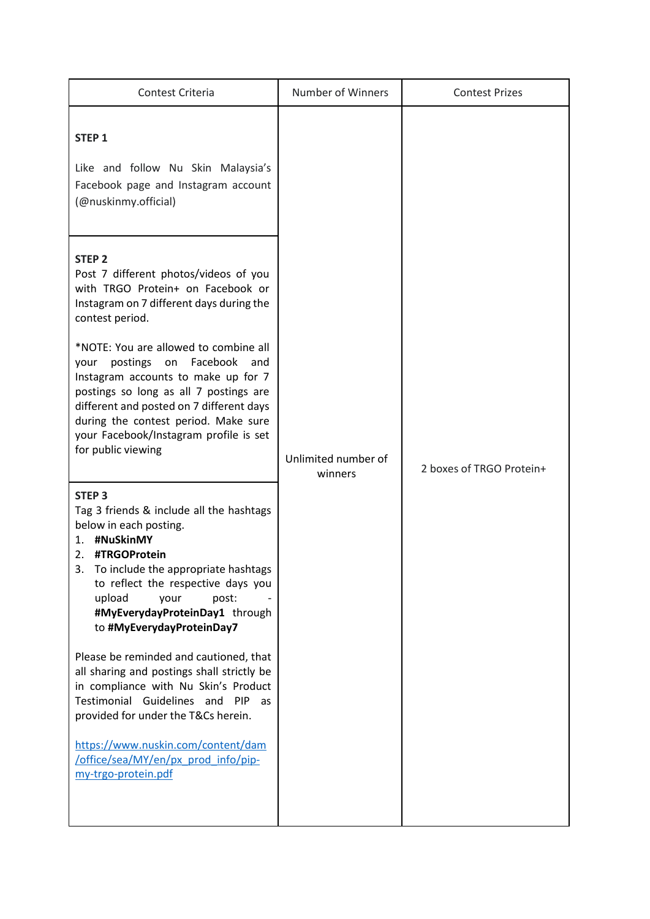| Contest Criteria | Number of Winners | Contest Prizes |
|---|---|---|
| **STEP 1**<br><br>Like and follow Nu Skin Malaysia's Facebook page and Instagram account (@nuskinmy.official) | | |
| **STEP 2**<br>Post 7 different photos/videos of you with TRGO Protein+ on Facebook or Instagram on 7 different days during the contest period.<br><br>*NOTE: You are allowed to combine all your postings on Facebook and Instagram accounts to make up for 7 postings so long as all 7 postings are different and posted on 7 different days during the contest period. Make sure your Facebook/Instagram profile is set for public viewing | Unlimited number of winners | 2 boxes of TRGO Protein+ |
| **STEP 3**<br>Tag 3 friends & include all the hashtags below in each posting.<br>1. **#NuSkinMY**<br>2. **#TRGOProtein**<br>3. To include the appropriate hashtags to reflect the respective days you upload your post: - **#MyEverydayProteinDay1** through to **#MyEverydayProteinDay7**<br><br>Please be reminded and cautioned, that all sharing and postings shall strictly be in compliance with Nu Skin's Product Testimonial Guidelines and PIP as provided for under the T&Cs herein.<br><br>https://www.nuskin.com/content/dam/office/sea/MY/en/px_prod_info/pip-my-trgo-protein.pdf | | |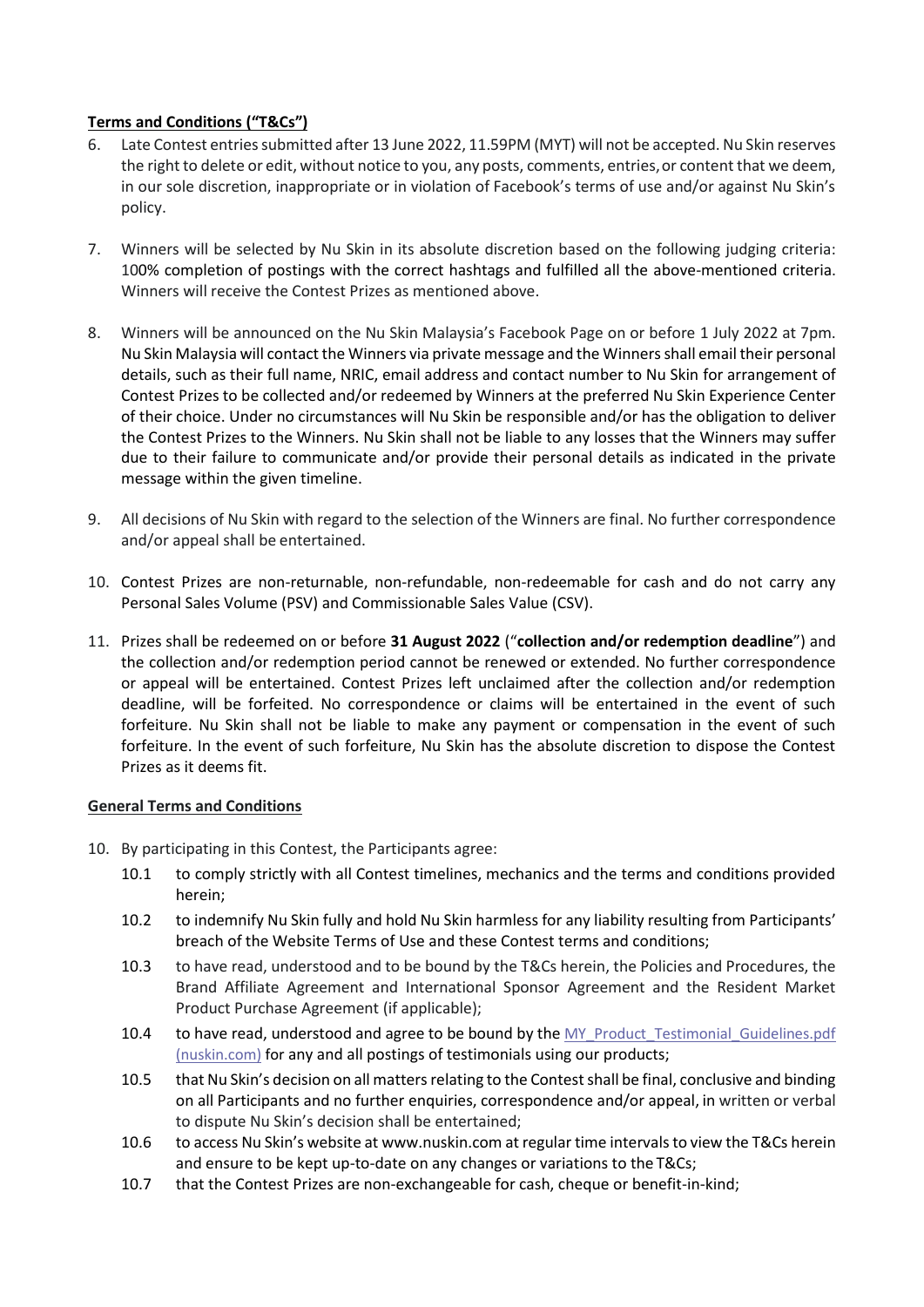**Terms and Conditions ("T&Cs")**

6. Late Contest entries submitted after 13 June 2022, 11.59PM (MYT) will not be accepted. Nu Skin reserves the right to delete or edit, without notice to you, any posts, comments, entries, or content that we deem, in our sole discretion, inappropriate or in violation of Facebook's terms of use and/or against Nu Skin's policy.

7. Winners will be selected by Nu Skin in its absolute discretion based on the following judging criteria: 100% completion of postings with the correct hashtags and fulfilled all the above-mentioned criteria. Winners will receive the Contest Prizes as mentioned above.

8. Winners will be announced on the Nu Skin Malaysia's Facebook Page on or before 1 July 2022 at 7pm. Nu Skin Malaysia will contact the Winners via private message and the Winners shall email their personal details, such as their full name, NRIC, email address and contact number to Nu Skin for arrangement of Contest Prizes to be collected and/or redeemed by Winners at the preferred Nu Skin Experience Center of their choice. Under no circumstances will Nu Skin be responsible and/or has the obligation to deliver the Contest Prizes to the Winners. Nu Skin shall not be liable to any losses that the Winners may suffer due to their failure to communicate and/or provide their personal details as indicated in the private message within the given timeline.

9. All decisions of Nu Skin with regard to the selection of the Winners are final. No further correspondence and/or appeal shall be entertained.

10. Contest Prizes are non-returnable, non-refundable, non-redeemable for cash and do not carry any Personal Sales Volume (PSV) and Commissionable Sales Value (CSV).

11. Prizes shall be redeemed on or before **31 August 2022** ("**collection and/or redemption deadline**") and the collection and/or redemption period cannot be renewed or extended. No further correspondence or appeal will be entertained. Contest Prizes left unclaimed after the collection and/or redemption deadline, will be forfeited. No correspondence or claims will be entertained in the event of such forfeiture. Nu Skin shall not be liable to make any payment or compensation in the event of such forfeiture. In the event of such forfeiture, Nu Skin has the absolute discretion to dispose the Contest Prizes as it deems fit.

**General Terms and Conditions**

10. By participating in this Contest, the Participants agree:
    - 10.1 to comply strictly with all Contest timelines, mechanics and the terms and conditions provided herein;
    - 10.2 to indemnify Nu Skin fully and hold Nu Skin harmless for any liability resulting from Participants' breach of the Website Terms of Use and these Contest terms and conditions;
    - 10.3 to have read, understood and to be bound by the T&Cs herein, the Policies and Procedures, the Brand Affiliate Agreement and International Sponsor Agreement and the Resident Market Product Purchase Agreement (if applicable);
    - 10.4 to have read, understood and agree to be bound by the MY_Product_Testimonial_Guidelines.pdf (nuskin.com) for any and all postings of testimonials using our products;
    - 10.5 that Nu Skin's decision on all matters relating to the Contest shall be final, conclusive and binding on all Participants and no further enquiries, correspondence and/or appeal, in written or verbal to dispute Nu Skin's decision shall be entertained;
    - 10.6 to access Nu Skin's website at www.nuskin.com at regular time intervals to view the T&Cs herein and ensure to be kept up-to-date on any changes or variations to the T&Cs;
    - 10.7 that the Contest Prizes are non-exchangeable for cash, cheque or benefit-in-kind;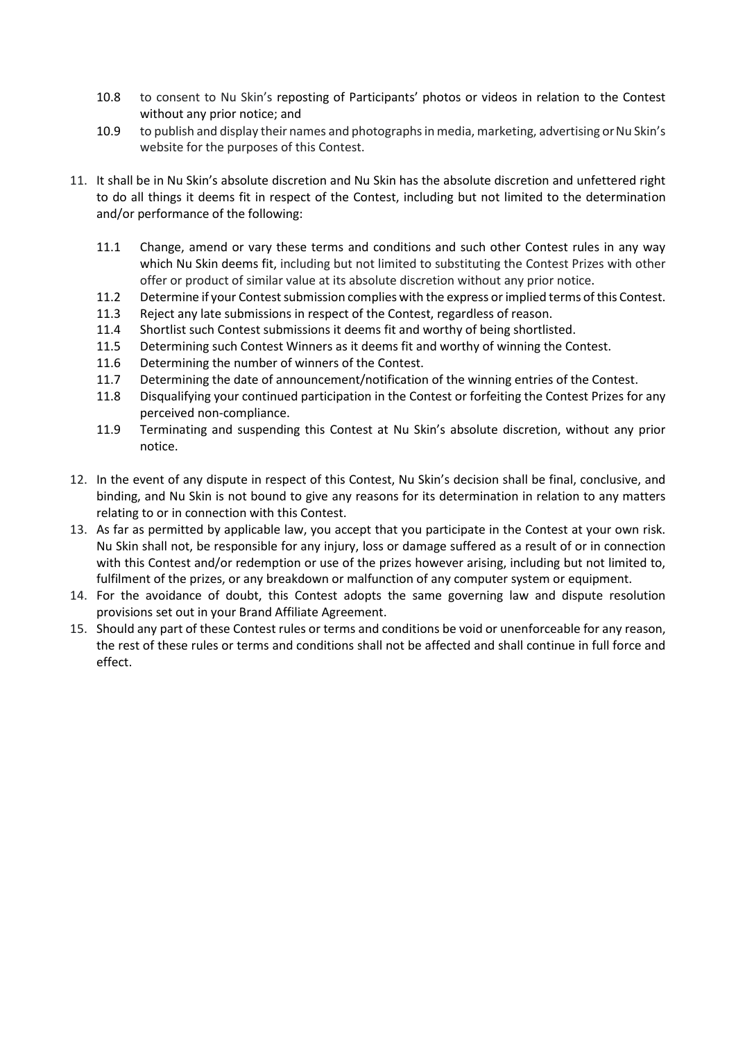10.8 to consent to Nu Skin's reposting of Participants' photos or videos in relation to the Contest without any prior notice; and

10.9 to publish and display their names and photographs in media, marketing, advertising or Nu Skin's website for the purposes of this Contest.

11. It shall be in Nu Skin's absolute discretion and Nu Skin has the absolute discretion and unfettered right to do all things it deems fit in respect of the Contest, including but not limited to the determination and/or performance of the following:

    11.1 Change, amend or vary these terms and conditions and such other Contest rules in any way which Nu Skin deems fit, including but not limited to substituting the Contest Prizes with other offer or product of similar value at its absolute discretion without any prior notice.

    11.2 Determine if your Contest submission complies with the express or implied terms of this Contest.

    11.3 Reject any late submissions in respect of the Contest, regardless of reason.

    11.4 Shortlist such Contest submissions it deems fit and worthy of being shortlisted.

    11.5 Determining such Contest Winners as it deems fit and worthy of winning the Contest.

    11.6 Determining the number of winners of the Contest.

    11.7 Determining the date of announcement/notification of the winning entries of the Contest.

    11.8 Disqualifying your continued participation in the Contest or forfeiting the Contest Prizes for any perceived non-compliance.

    11.9 Terminating and suspending this Contest at Nu Skin's absolute discretion, without any prior notice.

12. In the event of any dispute in respect of this Contest, Nu Skin's decision shall be final, conclusive, and binding, and Nu Skin is not bound to give any reasons for its determination in relation to any matters relating to or in connection with this Contest.
13. As far as permitted by applicable law, you accept that you participate in the Contest at your own risk. Nu Skin shall not, be responsible for any injury, loss or damage suffered as a result of or in connection with this Contest and/or redemption or use of the prizes however arising, including but not limited to, fulfilment of the prizes, or any breakdown or malfunction of any computer system or equipment.
14. For the avoidance of doubt, this Contest adopts the same governing law and dispute resolution provisions set out in your Brand Affiliate Agreement.
15. Should any part of these Contest rules or terms and conditions be void or unenforceable for any reason, the rest of these rules or terms and conditions shall not be affected and shall continue in full force and effect.